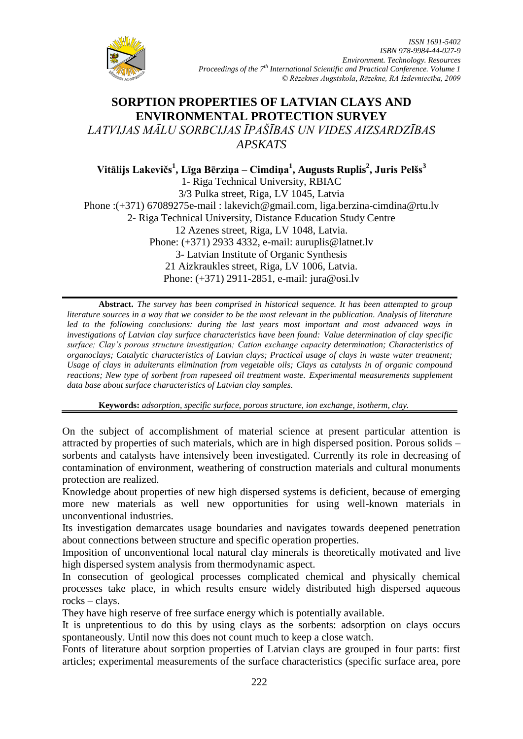# SORPTION PROPERTIES OF LATVIAN CLAYS AND ENVIRONMENTAL PROTECTION SURVEY

*LATVIJAS MĀLU SORBCIJAS ĪPAŠĪBAS UN VIDES AIZSARDZĪBAS APSKATS*

**Vitālijs Lakevičs[1], Līga Bērziņa – Cimdiņa[1], Augusts Ruplis[2], Juris Pelšs[3]**

1- Riga Technical University, RBIAC
3/3 Pulka street, Riga, LV 1045, Latvia
Phone :(+371) 67089275e-mail : lakevich@gmail.com, liga.berzina-cimdina@rtu.lv
2- Riga Technical University, Distance Education Study Centre
12 Azenes street, Riga, LV 1048, Latvia.
Phone: (+371) 2933 4332, e-mail: auruplis@latnet.lv
3- Latvian Institute of Organic Synthesis
21 Aizkraukles street, Riga, LV 1006, Latvia.
Phone: (+371) 2911-2851, e-mail: jura@osi.lv

**Abstract.** *The survey has been comprised in historical sequence. It has been attempted to group literature sources in a way that we consider to be the most relevant in the publication. Analysis of literature led to the following conclusions: during the last years most important and most advanced ways in investigations of Latvian clay surface characteristics have been found: Value determination of clay specific surface; Clay's porous structure investigation; Cation exchange capacity determination; Characteristics of organoclays; Catalytic characteristics of Latvian clays; Practical usage of clays in waste water treatment; Usage of clays in adulterants elimination from vegetable oils; Clays as catalysts in of organic compound reactions; New type of sorbent from rapeseed oil treatment waste. Experimental measurements supplement data base about surface characteristics of Latvian clay samples.*

**Keywords:** *adsorption, specific surface, porous structure, ion exchange, isotherm, clay.*

On the subject of accomplishment of material science at present particular attention is attracted by properties of such materials, which are in high dispersed position. Porous solids – sorbents and catalysts have intensively been investigated. Currently its role in decreasing of contamination of environment, weathering of construction materials and cultural monuments protection are realized.

Knowledge about properties of new high dispersed systems is deficient, because of emerging more new materials as well new opportunities for using well-known materials in unconventional industries.

Its investigation demarcates usage boundaries and navigates towards deepened penetration about connections between structure and specific operation properties.

Imposition of unconventional local natural clay minerals is theoretically motivated and live high dispersed system analysis from thermodynamic aspect.

In consecution of geological processes complicated chemical and physically chemical processes take place, in which results ensure widely distributed high dispersed aqueous rocks – clays.

They have high reserve of free surface energy which is potentially available.

It is unpretentious to do this by using clays as the sorbents: adsorption on clays occurs spontaneously. Until now this does not count much to keep a close watch.

Fonts of literature about sorption properties of Latvian clays are grouped in four parts: first articles; experimental measurements of the surface characteristics (specific surface area, pore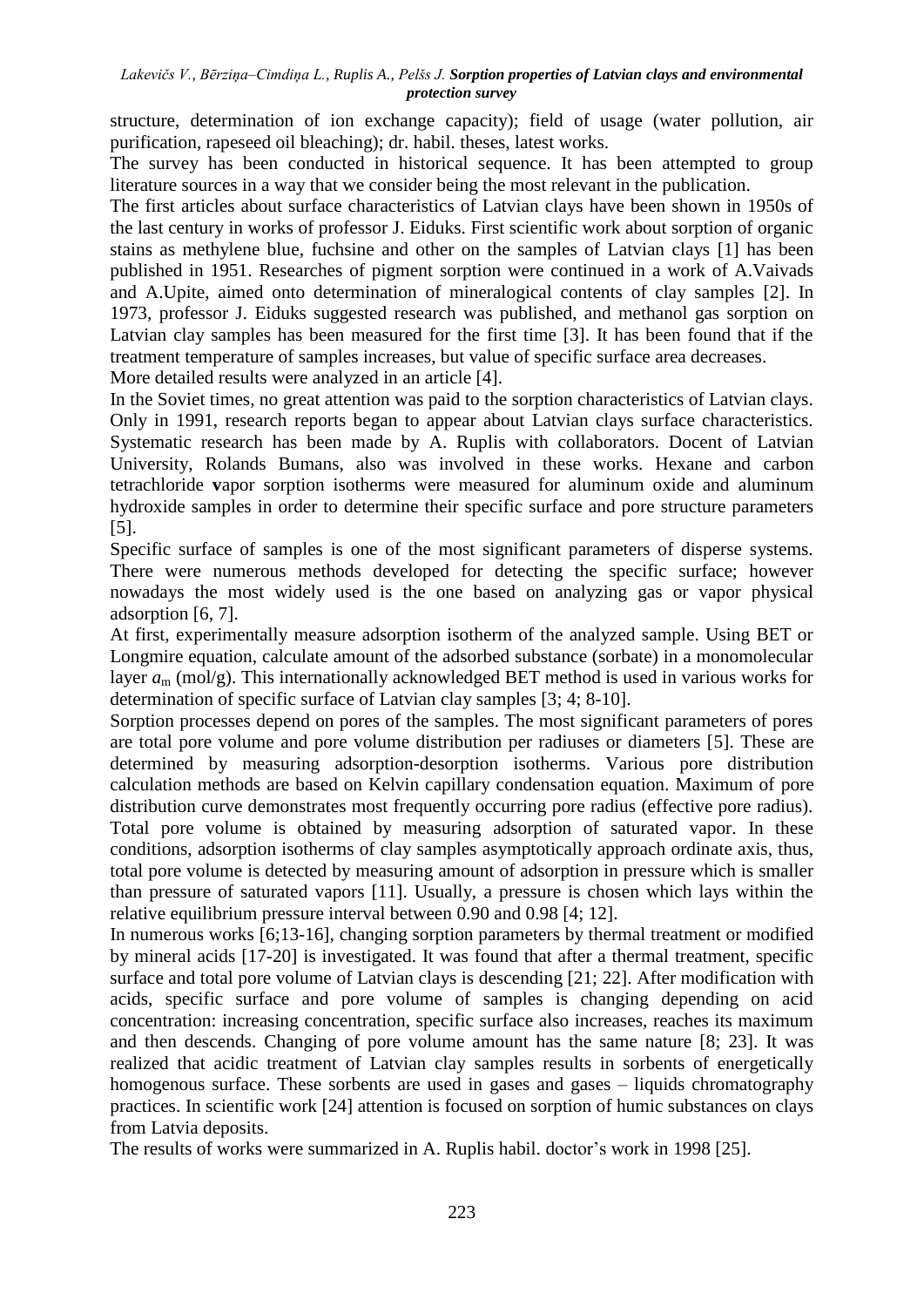structure, determination of ion exchange capacity); field of usage (water pollution, air purification, rapeseed oil bleaching); dr. habil. theses, latest works.

The survey has been conducted in historical sequence. It has been attempted to group literature sources in a way that we consider being the most relevant in the publication.

The first articles about surface characteristics of Latvian clays have been shown in 1950s of the last century in works of professor J. Eiduks. First scientific work about sorption of organic stains as methylene blue, fuchsine and other on the samples of Latvian clays [1] has been published in 1951. Researches of pigment sorption were continued in a work of A.Vaivads and A.Upite, aimed onto determination of mineralogical contents of clay samples [2]. In 1973, professor J. Eiduks suggested research was published, and methanol gas sorption on Latvian clay samples has been measured for the first time [3]. It has been found that if the treatment temperature of samples increases, but value of specific surface area decreases.

More detailed results were analyzed in an article [4].

In the Soviet times, no great attention was paid to the sorption characteristics of Latvian clays. Only in 1991, research reports began to appear about Latvian clays surface characteristics. Systematic research has been made by A. Ruplis with collaborators. Docent of Latvian University, Rolands Bumans, also was involved in these works. Hexane and carbon tetrachloride **v**apor sorption isotherms were measured for aluminum oxide and aluminum hydroxide samples in order to determine their specific surface and pore structure parameters [5].

Specific surface of samples is one of the most significant parameters of disperse systems. There were numerous methods developed for detecting the specific surface; however nowadays the most widely used is the one based on analyzing gas or vapor physical adsorption [6, 7].

At first, experimentally measure adsorption isotherm of the analyzed sample. Using BET or Longmire equation, calculate amount of the adsorbed substance (sorbate) in a monomolecular layer $a_m$ (mol/g). This internationally acknowledged BET method is used in various works for determination of specific surface of Latvian clay samples [3; 4; 8-10].

Sorption processes depend on pores of the samples. The most significant parameters of pores are total pore volume and pore volume distribution per radiuses or diameters [5]. These are determined by measuring adsorption-desorption isotherms. Various pore distribution calculation methods are based on Kelvin capillary condensation equation. Maximum of pore distribution curve demonstrates most frequently occurring pore radius (effective pore radius). Total pore volume is obtained by measuring adsorption of saturated vapor. In these conditions, adsorption isotherms of clay samples asymptotically approach ordinate axis, thus, total pore volume is detected by measuring amount of adsorption in pressure which is smaller than pressure of saturated vapors [11]. Usually, a pressure is chosen which lays within the relative equilibrium pressure interval between 0.90 and 0.98 [4; 12].

In numerous works [6;13-16], changing sorption parameters by thermal treatment or modified by mineral acids [17-20] is investigated. It was found that after a thermal treatment, specific surface and total pore volume of Latvian clays is descending [21; 22]. After modification with acids, specific surface and pore volume of samples is changing depending on acid concentration: increasing concentration, specific surface also increases, reaches its maximum and then descends. Changing of pore volume amount has the same nature [8; 23]. It was realized that acidic treatment of Latvian clay samples results in sorbents of energetically homogenous surface. These sorbents are used in gases and gases – liquids chromatography practices. In scientific work [24] attention is focused on sorption of humic substances on clays from Latvia deposits.

The results of works were summarized in A. Ruplis habil. doctor's work in 1998 [25].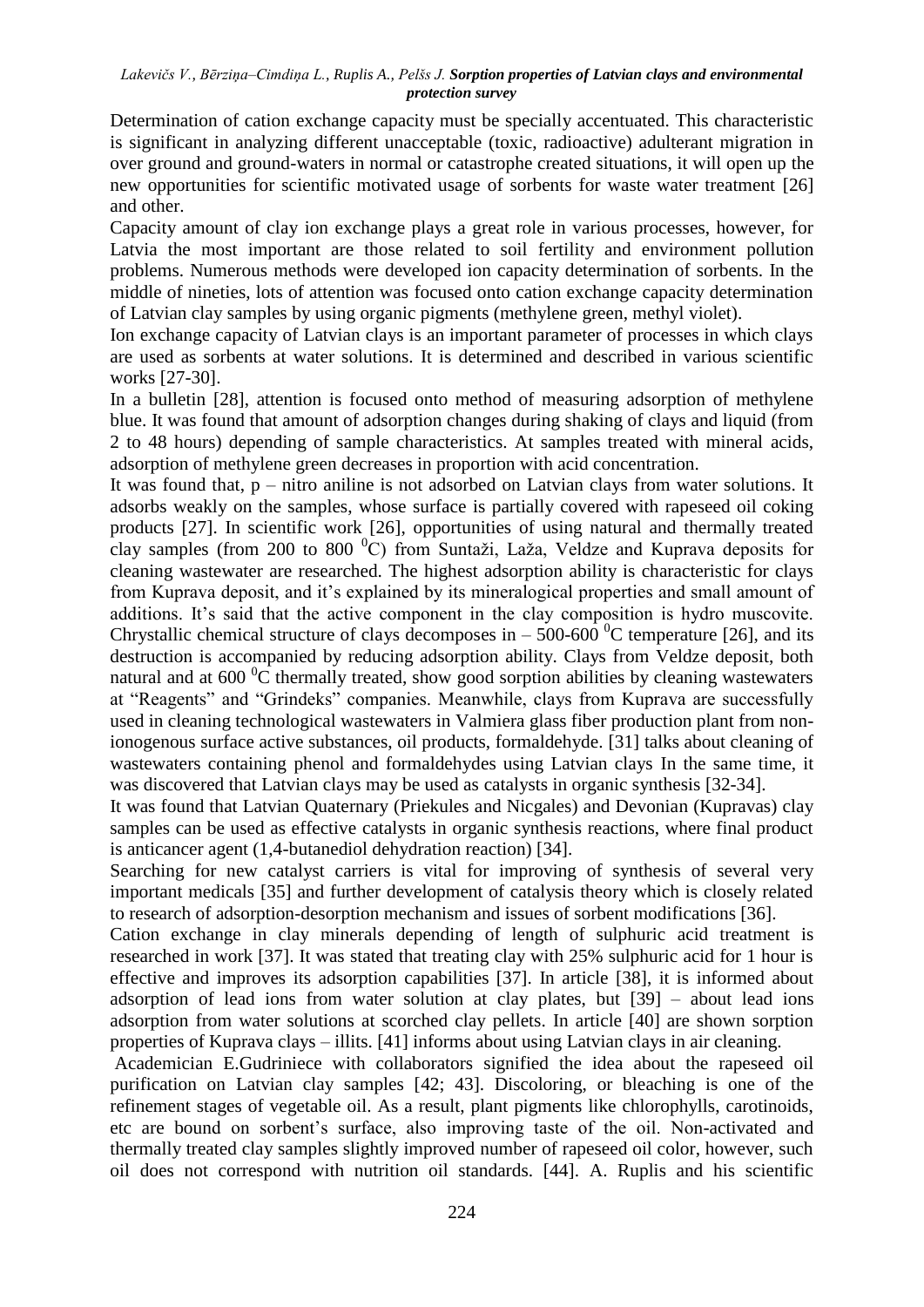Determination of cation exchange capacity must be specially accentuated. This characteristic is significant in analyzing different unacceptable (toxic, radioactive) adulterant migration in over ground and ground-waters in normal or catastrophe created situations, it will open up the new opportunities for scientific motivated usage of sorbents for waste water treatment [26] and other.

Capacity amount of clay ion exchange plays a great role in various processes, however, for Latvia the most important are those related to soil fertility and environment pollution problems. Numerous methods were developed ion capacity determination of sorbents. In the middle of nineties, lots of attention was focused onto cation exchange capacity determination of Latvian clay samples by using organic pigments (methylene green, methyl violet).

Ion exchange capacity of Latvian clays is an important parameter of processes in which clays are used as sorbents at water solutions. It is determined and described in various scientific works [27-30].

In a bulletin [28], attention is focused onto method of measuring adsorption of methylene blue. It was found that amount of adsorption changes during shaking of clays and liquid (from 2 to 48 hours) depending of sample characteristics. At samples treated with mineral acids, adsorption of methylene green decreases in proportion with acid concentration.

It was found that, p – nitro aniline is not adsorbed on Latvian clays from water solutions. It adsorbs weakly on the samples, whose surface is partially covered with rapeseed oil coking products [27]. In scientific work [26], opportunities of using natural and thermally treated clay samples (from 200 to 800 $^0$C) from Suntaži, Laža, Veldze and Kuprava deposits for cleaning wastewater are researched. The highest adsorption ability is characteristic for clays from Kuprava deposit, and it's explained by its mineralogical properties and small amount of additions. It's said that the active component in the clay composition is hydro muscovite. Chrystallic chemical structure of clays decomposes in – 500-600 $^0$C temperature [26], and its destruction is accompanied by reducing adsorption ability. Clays from Veldze deposit, both natural and at 600 $^0$C thermally treated, show good sorption abilities by cleaning wastewaters at "Reagents" and "Grindeks" companies. Meanwhile, clays from Kuprava are successfully used in cleaning technological wastewaters in Valmiera glass fiber production plant from non-ionogenous surface active substances, oil products, formaldehyde. [31] talks about cleaning of wastewaters containing phenol and formaldehydes using Latvian clays In the same time, it was discovered that Latvian clays may be used as catalysts in organic synthesis [32-34].

It was found that Latvian Quaternary (Priekules and Nicgales) and Devonian (Kupravas) clay samples can be used as effective catalysts in organic synthesis reactions, where final product is anticancer agent (1,4-butanediol dehydration reaction) [34].

Searching for new catalyst carriers is vital for improving of synthesis of several very important medicals [35] and further development of catalysis theory which is closely related to research of adsorption-desorption mechanism and issues of sorbent modifications [36].

Cation exchange in clay minerals depending of length of sulphuric acid treatment is researched in work [37]. It was stated that treating clay with 25% sulphuric acid for 1 hour is effective and improves its adsorption capabilities [37]. In article [38], it is informed about adsorption of lead ions from water solution at clay plates, but [39] – about lead ions adsorption from water solutions at scorched clay pellets. In article [40] are shown sorption properties of Kuprava clays – illits. [41] informs about using Latvian clays in air cleaning.

Academician E.Gudriniece with collaborators signified the idea about the rapeseed oil purification on Latvian clay samples [42; 43]. Discoloring, or bleaching is one of the refinement stages of vegetable oil. As a result, plant pigments like chlorophylls, carotinoids, etc are bound on sorbent's surface, also improving taste of the oil. Non-activated and thermally treated clay samples slightly improved number of rapeseed oil color, however, such oil does not correspond with nutrition oil standards. [44]. A. Ruplis and his scientific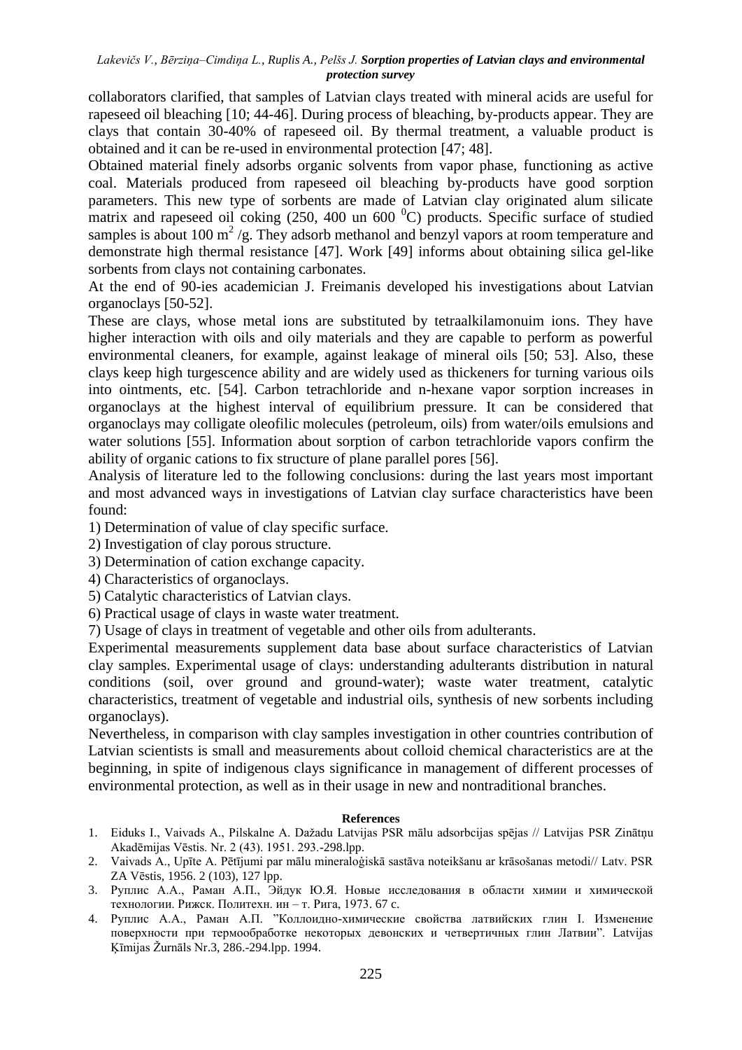collaborators clarified, that samples of Latvian clays treated with mineral acids are useful for rapeseed oil bleaching [10; 44-46]. During process of bleaching, by-products appear. They are clays that contain 30-40% of rapeseed oil. By thermal treatment, a valuable product is obtained and it can be re-used in environmental protection [47; 48].

Obtained material finely adsorbs organic solvents from vapor phase, functioning as active coal. Materials produced from rapeseed oil bleaching by-products have good sorption parameters. This new type of sorbents are made of Latvian clay originated alum silicate matrix and rapeseed oil coking (250, 400 un 600 $^0$C) products. Specific surface of studied samples is about 100 m$^2$ /g. They adsorb methanol and benzyl vapors at room temperature and demonstrate high thermal resistance [47]. Work [49] informs about obtaining silica gel-like sorbents from clays not containing carbonates.

At the end of 90-ies academician J. Freimanis developed his investigations about Latvian organoclays [50-52].

These are clays, whose metal ions are substituted by tetraalkilamonuim ions. They have higher interaction with oils and oily materials and they are capable to perform as powerful environmental cleaners, for example, against leakage of mineral oils [50; 53]. Also, these clays keep high turgescence ability and are widely used as thickeners for turning various oils into ointments, etc. [54]. Carbon tetrachloride and n-hexane vapor sorption increases in organoclays at the highest interval of equilibrium pressure. It can be considered that organoclays may colligate oleofilic molecules (petroleum, oils) from water/oils emulsions and water solutions [55]. Information about sorption of carbon tetrachloride vapors confirm the ability of organic cations to fix structure of plane parallel pores [56].

Analysis of literature led to the following conclusions: during the last years most important and most advanced ways in investigations of Latvian clay surface characteristics have been found:

1) Determination of value of clay specific surface.
2) Investigation of clay porous structure.
3) Determination of cation exchange capacity.
4) Characteristics of organoclays.
5) Catalytic characteristics of Latvian clays.
6) Practical usage of clays in waste water treatment.
7) Usage of clays in treatment of vegetable and other oils from adulterants.

Experimental measurements supplement data base about surface characteristics of Latvian clay samples. Experimental usage of clays: understanding adulterants distribution in natural conditions (soil, over ground and ground-water); waste water treatment, catalytic characteristics, treatment of vegetable and industrial oils, synthesis of new sorbents including organoclays).

Nevertheless, in comparison with clay samples investigation in other countries contribution of Latvian scientists is small and measurements about colloid chemical characteristics are at the beginning, in spite of indigenous clays significance in management of different processes of environmental protection, as well as in their usage in new and nontraditional branches.

**References**

1. Eiduks I., Vaivads A., Pilskalne A. Dažadu Latvijas PSR mālu adsorbcijas spējas // Latvijas PSR Zinātņu Akadēmijas Vēstis. Nr. 2 (43). 1951. 293.-298.lpp.
2. Vaivads A., Upīte A. Pētījumi par mālu mineraloģiskā sastāva noteikšanu ar krāsošanas metodi// Latv. PSR ZA Vēstis, 1956. 2 (103), 127 lpp.
3. Руплис А.А., Раман А.П., Эйдук Ю.Я. Новые исследования в области химии и химической технологии. Рижск. Политехн. ин – т. Рига, 1973. 67 с.
4. Руплис А.А., Раман А.П. "Коллоидно-химические свойства латвийских глин I. Изменение поверхности при термообработке некоторых девонских и четвертичных глин Латвии". Latvijas Ķīmijas Žurnāls Nr.3, 286.-294.lpp. 1994.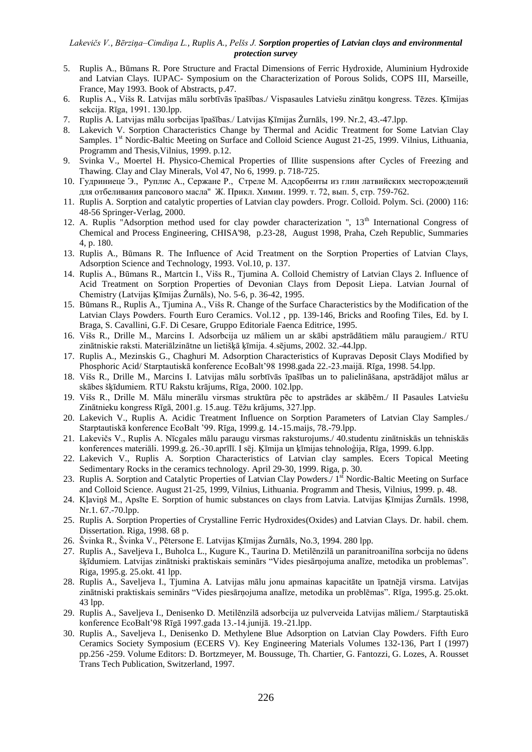5. Ruplis A., Būmans R. Pore Structure and Fractal Dimensions of Ferric Hydroxide, Aluminium Hydroxide and Latvian Clays. IUPAC- Symposium on the Characterization of Porous Solids, COPS III, Marseille, France, May 1993. Book of Abstracts, p.47.
6. Ruplis A., Višs R. Latvijas mālu sorbtīvās īpašības./ Vispasaules Latviešu zinātņu kongress. Tēzes. Ķīmijas sekcija. Rīga, 1991. 130.lpp.
7. Ruplis A. Latvijas mālu sorbcijas īpašības./ Latvijas Ķīmijas Žurnāls, 199. Nr.2, 43.-47.lpp.
8. Lakevich V. Sorption Characteristics Change by Thermal and Acidic Treatment for Some Latvian Clay Samples. 1st Nordic-Baltic Meeting on Surface and Colloid Science August 21-25, 1999, Vilnius, Lithuania, Programm and Thesis,Vilnius, 1999. p.12.
9. Svinka V., Moertel H. Physico-Chemical Properties of Illite suspensions after Cycles of Freezing and Thawing. Clay and Clay Minerals, Vol 47, No 6, 1999. p. 718-725.
10. Гудриниеце Э., Руплис А., Сержане Р., Стреле М. Адсорбенты из глин латвийских месторождений для отбеливания рапсового масла" Ж. Прикл. Химии. 1999. т. 72, вып. 5, стр. 759-762.
11. Ruplis A. Sorption and catalytic properties of Latvian clay powders. Progr. Colloid. Polym. Sci. (2000) 116: 48-56 Springer-Verlag, 2000.
12. A. Ruplis "Adsorption method used for clay powder characterization ", 13th International Congress of Chemical and Process Engineering, CHISA'98, p.23-28, August 1998, Praha, Czech Republic, Summaries 4, p. 180.
13. Ruplis A., Būmans R. The Influence of Acid Treatment on the Sorption Properties of Latvian Clays, Adsorption Science and Technology, 1993. Vol.10, p. 137.
14. Ruplis A., Būmans R., Martcin I., Višs R., Tjumina A. Colloid Chemistry of Latvian Clays 2. Influence of Acid Treatment on Sorption Properties of Devonian Clays from Deposit Liepa. Latvian Journal of Chemistry (Latvijas Ķīmijas Žurnāls), No. 5-6, p. 36-42, 1995.
15. Būmans R., Ruplis A., Tjumina A., Višs R. Change of the Surface Characteristics by the Modification of the Latvian Clays Powders. Fourth Euro Ceramics. Vol.12 , pp. 139-146, Bricks and Roofing Tiles, Ed. by I. Braga, S. Cavallini, G.F. Di Cesare, Gruppo Editoriale Faenca Editrice, 1995.
16. Višs R., Drille M., Marcins I. Adsorbcija uz māliem un ar skābi apstrādātiem mālu paraugiem./ RTU zinātniskie raksti. Materiālzinātne un lietišķā ķīmija. 4.sējums, 2002. 32.-44.lpp.
17. Ruplis A., Mezinskis G., Chaghuri M. Adsorption Characteristics of Kupravas Deposit Clays Modified by Phosphoric Acid/ Starptautiskā konference EcoBalt'98 1998.gada 22.-23.maijā. Rīga, 1998. 54.lpp.
18. Višs R., Drille M., Marcins I. Latvijas mālu sorbtīvās īpašības un to palielināšana, apstrādājot mālus ar skābes šķīdumiem. RTU Rakstu krājums, Rīga, 2000. 102.lpp.
19. Višs R., Drille M. Mālu minerālu virsmas struktūra pēc to apstrādes ar skābēm./ II Pasaules Latviešu Zinātnieku kongress Rīgā, 2001.g. 15.aug. Tēžu krājums, 327.lpp.
20. Lakevich V., Ruplis A. Acidic Treatment Influence on Sorption Parameters of Latvian Clay Samples./ Starptautiskā konference EcoBalt '99. Rīga, 1999.g. 14.-15.maijs, 78.-79.lpp.
21. Lakevičs V., Ruplis A. Nīcgales mālu paraugu virsmas raksturojums./ 40.studentu zinātniskās un tehniskās konferences materiāli. 1999.g. 26.-30.aprīlī. I sēj. Ķīmija un ķīmijas tehnoloģija, Rīga, 1999. 6.lpp.
22. Lakevich V., Ruplis A. Sorption Characteristics of Latvian clay samples. Ecers Topical Meeting Sedimentary Rocks in the ceramics technology. April 29-30, 1999. Riga, p. 30.
23. Ruplis A. Sorption and Catalytic Properties of Latvian Clay Powders./ 1st Nordic-Baltic Meeting on Surface and Colloid Science. August 21-25, 1999, Vilnius, Lithuania. Programm and Thesis, Vilnius, 1999. p. 48.
24. Kļaviņš M., Apsīte E. Sorption of humic substances on clays from Latvia. Latvijas Ķīmijas Žurnāls. 1998, Nr.1. 67.-70.lpp.
25. Ruplis A. Sorption Properties of Crystalline Ferric Hydroxides(Oxides) and Latvian Clays. Dr. habil. chem. Dissertation. Riga, 1998. 68 p.
26. Švinka R., Švinka V., Pētersone E. Latvijas Ķīmijas Žurnāls, No.3, 1994. 280 lpp.
27. Ruplis A., Saveljeva I., Buholca L., Kugure K., Taurina D. Metilēnzilā un paranitroanilīna sorbcija no ūdens šķīdumiem. Latvijas zinātniski praktiskais seminārs "Vides piesārņojuma analīze, metodika un problemas". Riga, 1995.g. 25.okt. 41 lpp.
28. Ruplis A., Saveljeva I., Tjumina A. Latvijas mālu jonu apmainas kapacitāte un īpatnējā virsma. Latvijas zinātniski praktiskais seminārs "Vides piesārņojuma analīze, metodika un problēmas". Rīga, 1995.g. 25.okt. 43 lpp.
29. Ruplis A., Saveljeva I., Denisenko D. Metilēnzilā adsorbcija uz pulverveida Latvijas māliem./ Starptautiskā konference EcoBalt'98 Rīgā 1997.gada 13.-14.junijā. 19.-21.lpp.
30. Ruplis A., Saveljeva I., Denisenko D. Methylene Blue Adsorption on Latvian Clay Powders. Fifth Euro Ceramics Society Symposium (ECERS V). Key Engineering Materials Volumes 132-136, Part I (1997) pp.256 -259. Volume Editors: D. Bortzmeyer, M. Boussuge, Th. Chartier, G. Fantozzi, G. Lozes, A. Rousset Trans Tech Publication, Switzerland, 1997.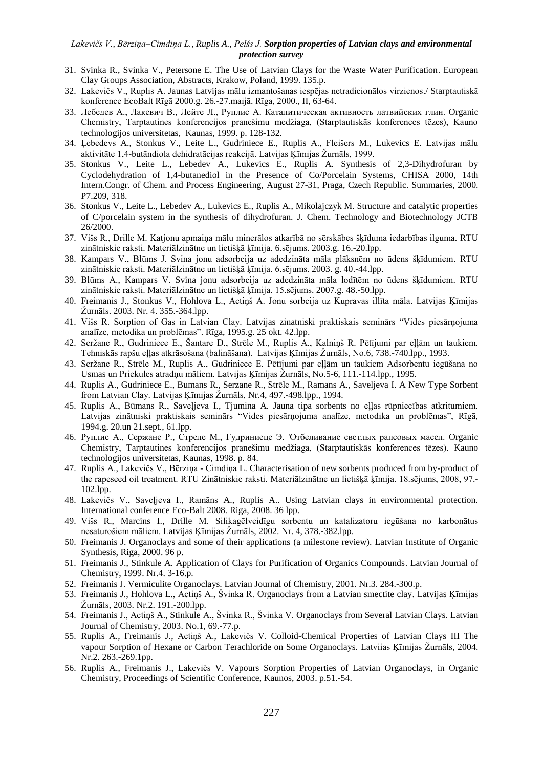31. Svinka R., Svinka V., Petersone E. The Use of Latvian Clays for the Waste Water Purification. European Clay Groups Association, Abstracts, Krakow, Poland, 1999. 135.p.
32. Lakevičs V., Ruplis A. Jaunas Latvijas mālu izmantošanas iespējas netradicionālos virzienos./ Starptautiskā konference EcoBalt Rīgā 2000.g. 26.-27.maijā. Rīga, 2000., II, 63-64.
33. Лебедев А., Лакевич В., Лейте Л., Руплис А. Каталитическая активность латвийских глин. Organic Chemistry, Tarptautines konferencijos pranešimu medžiaga, (Starptautiskās konferences tēzes), Kauno technologijos universitetas, Kaunas, 1999. p. 128-132.
34. Ļebedevs A., Stonkus V., Leite L., Gudriniece E., Ruplis A., Fleišers M., Lukevics E. Latvijas mālu aktivitāte 1,4-butāndiola dehidratācijas reakcijā. Latvijas Ķīmijas Žurnāls, 1999.
35. Stonkus V., Leite L., Lebedev A., Lukevics E., Ruplis A. Synthesis of 2,3-Dihydrofuran by Cyclodehydration of 1,4-butanediol in the Presence of Co/Porcelain Systems, CHISA 2000, 14th Intern.Congr. of Chem. and Process Engineering, August 27-31, Praga, Czech Republic. Summaries, 2000. P7.209, 318.
36. Stonkus V., Leite L., Lebedev A., Lukevics E., Ruplis A., Mikolajczyk M. Structure and catalytic properties of C/porcelain system in the synthesis of dihydrofuran. J. Chem. Technology and Biotechnology JCTB 26/2000.
37. Višs R., Drille M. Katjonu apmaiņa mālu minerālos atkarībā no sērskābes šķīduma iedarbības ilguma. RTU zinātniskie raksti. Materiālzinātne un lietišķā ķīmija. 6.sējums. 2003.g. 16.-20.lpp.
38. Kampars V., Blūms J. Svina jonu adsorbcija uz adedzināta māla plāksnēm no ūdens šķīdumiem. RTU zinātniskie raksti. Materiālzinātne un lietišķā ķīmija. 6.sējums. 2003. g. 40.-44.lpp.
39. Blūms A., Kampars V. Svina jonu adsorbcija uz adedzināta māla lodītēm no ūdens šķīdumiem. RTU zinātniskie raksti. Materiālzinātne un lietišķā ķīmija. 15.sējums. 2007.g. 48.-50.lpp.
40. Freimanis J., Stonkus V., Hohlova L., Actiņš A. Jonu sorbcija uz Kupravas illīta māla. Latvijas Ķīmijas Žurnāls. 2003. Nr. 4. 355.-364.lpp.
41. Višs R. Sorption of Gas in Latvian Clay. Latvijas zinatniski praktiskais seminārs "Vides piesārņojuma analīze, metodika un problēmas". Rīga, 1995.g. 25 okt. 42.lpp.
42. Seržane R., Gudriniece E., Šantare D., Strēle M., Ruplis A., Kalniņš R. Pētījumi par eļļām un taukiem. Tehniskās rapšu eļļas atkrāsošana (balināšana). Latvijas Ķīmijas Žurnāls, No.6, 738.-740.lpp., 1993.
43. Seržane R., Strēle M., Ruplis A., Gudriniece E. Pētījumi par eļļām un taukiem Adsorbentu iegūšana no Usmas un Priekules atradņu māliem. Latvijas Ķīmijas Žurnāls, No.5-6, 111.-114.lpp., 1995.
44. Ruplis A., Gudriniece E., Bumans R., Serzane R., Strēle M., Ramans A., Saveljeva I. A New Type Sorbent from Latvian Clay. Latvijas Ķīmijas Žurnāls, Nr.4, 497.-498.lpp., 1994.
45. Ruplis A., Būmans R., Saveļjeva I., Tjumina A. Jauna tipa sorbents no eļļas rūpniecības atkritumiem. Latvijas zinātniski praktiskais seminārs "Vides piesārņojuma analīze, metodika un problēmas", Rīgā, 1994.g. 20.un 21.sept., 61.lpp.
46. Руплис А., Сержане Р., Стреле М., Гудриниеце Э. 'Отбеливание светлых рапсовых масел. Organic Chemistry, Tarptautines konferencijos pranešimu medžiaga, (Starptautiskās konferences tēzes). Kauno technologijos universitetas, Kaunas, 1998. p. 84.
47. Ruplis A., Lakevičs V., Bērziņa - Cimdiņa L. Characterisation of new sorbents produced from by-product of the rapeseed oil treatment. RTU Zinātniskie raksti. Materiālzinātne un lietišķā ķīmija. 18.sējums, 2008, 97.-102.lpp.
48. Lakevičs V., Saveļjeva I., Ramāns A., Ruplis A.. Using Latvian clays in environmental protection. International conference Eco-Balt 2008. Riga, 2008. 36 lpp.
49. Višs R., Marcins I., Drille M. Silikagēlveidīgu sorbentu un katalizatoru iegūšana no karbonātus nesaturošiem māliem. Latvijas Ķīmijas Žurnāls, 2002. Nr. 4, 378.-382.lpp.
50. Freimanis J. Organoclays and some of their applications (a milestone review). Latvian Institute of Organic Synthesis, Riga, 2000. 96 p.
51. Freimanis J., Stinkule A. Application of Clays for Purification of Organics Compounds. Latvian Journal of Chemistry, 1999. Nr.4. 3-16.p.
52. Freimanis J. Vermiculite Organoclays. Latvian Journal of Chemistry, 2001. Nr.3. 284.-300.p.
53. Freimanis J., Hohlova L., Actiņš A., Švinka R. Organoclays from a Latvian smectite clay. Latvijas Ķīmijas Žurnāls, 2003. Nr.2. 191.-200.lpp.
54. Freimanis J., Actiņš A., Stinkule A., Švinka R., Švinka V. Organoclays from Several Latvian Clays. Latvian Journal of Chemistry, 2003. No.1, 69.-77.p.
55. Ruplis A., Freimanis J., Actiņš A., Lakevičs V. Colloid-Chemical Properties of Latvian Clays III The vapour Sorption of Hexane or Carbon Terachloride on Some Organoclays. Latviias Ķīmijas Žurnāls, 2004. Nr.2. 263.-269.1pp.
56. Ruplis A., Freimanis J., Lakevičs V. Vapours Sorption Properties of Latvian Organoclays, in Organic Chemistry, Proceedings of Scientific Conference, Kaunos, 2003. p.51.-54.